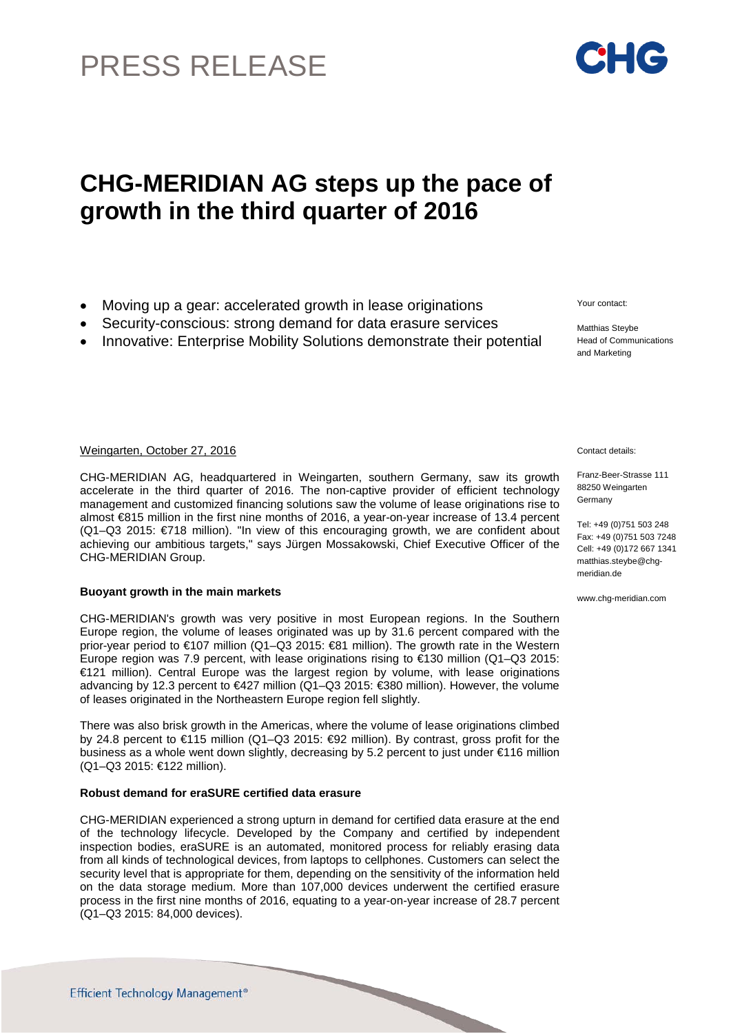# PRESS RELEASE

CHG

## CHG-MERIDIAN AG steps up the pace of growth in the third quarter of 2016

- Moving up a gear: accelerated growth in lease originations
- Security-conscious: strong demand for data erasure services
- Innovative: Enterprise Mobility Solutions demonstrate their potential

Your contact:

Matthias Steybe
Head of Communications and Marketing

Contact details:

Franz-Beer-Strasse 111
88250 Weingarten
Germany

Tel: +49 (0)751 503 248
Fax: +49 (0)751 503 7248
Cell: +49 (0)172 667 1341
matthias.steybe@chg-meridian.de

www.chg-meridian.com

Weingarten, October 27, 2016

CHG-MERIDIAN AG, headquartered in Weingarten, southern Germany, saw its growth accelerate in the third quarter of 2016. The non-captive provider of efficient technology management and customized financing solutions saw the volume of lease originations rise to almost €815 million in the first nine months of 2016, a year-on-year increase of 13.4 percent (Q1–Q3 2015: €718 million). "In view of this encouraging growth, we are confident about achieving our ambitious targets," says Jürgen Mossakowski, Chief Executive Officer of the CHG-MERIDIAN Group.

**Buoyant growth in the main markets**

CHG-MERIDIAN's growth was very positive in most European regions. In the Southern Europe region, the volume of leases originated was up by 31.6 percent compared with the prior-year period to €107 million (Q1–Q3 2015: €81 million). The growth rate in the Western Europe region was 7.9 percent, with lease originations rising to €130 million (Q1–Q3 2015: €121 million). Central Europe was the largest region by volume, with lease originations advancing by 12.3 percent to €427 million (Q1–Q3 2015: €380 million). However, the volume of leases originated in the Northeastern Europe region fell slightly.

There was also brisk growth in the Americas, where the volume of lease originations climbed by 24.8 percent to €115 million (Q1–Q3 2015: €92 million). By contrast, gross profit for the business as a whole went down slightly, decreasing by 5.2 percent to just under €116 million (Q1–Q3 2015: €122 million).

**Robust demand for eraSURE certified data erasure**

CHG-MERIDIAN experienced a strong upturn in demand for certified data erasure at the end of the technology lifecycle. Developed by the Company and certified by independent inspection bodies, eraSURE is an automated, monitored process for reliably erasing data from all kinds of technological devices, from laptops to cellphones. Customers can select the security level that is appropriate for them, depending on the sensitivity of the information held on the data storage medium. More than 107,000 devices underwent the certified erasure process in the first nine months of 2016, equating to a year-on-year increase of 28.7 percent (Q1–Q3 2015: 84,000 devices).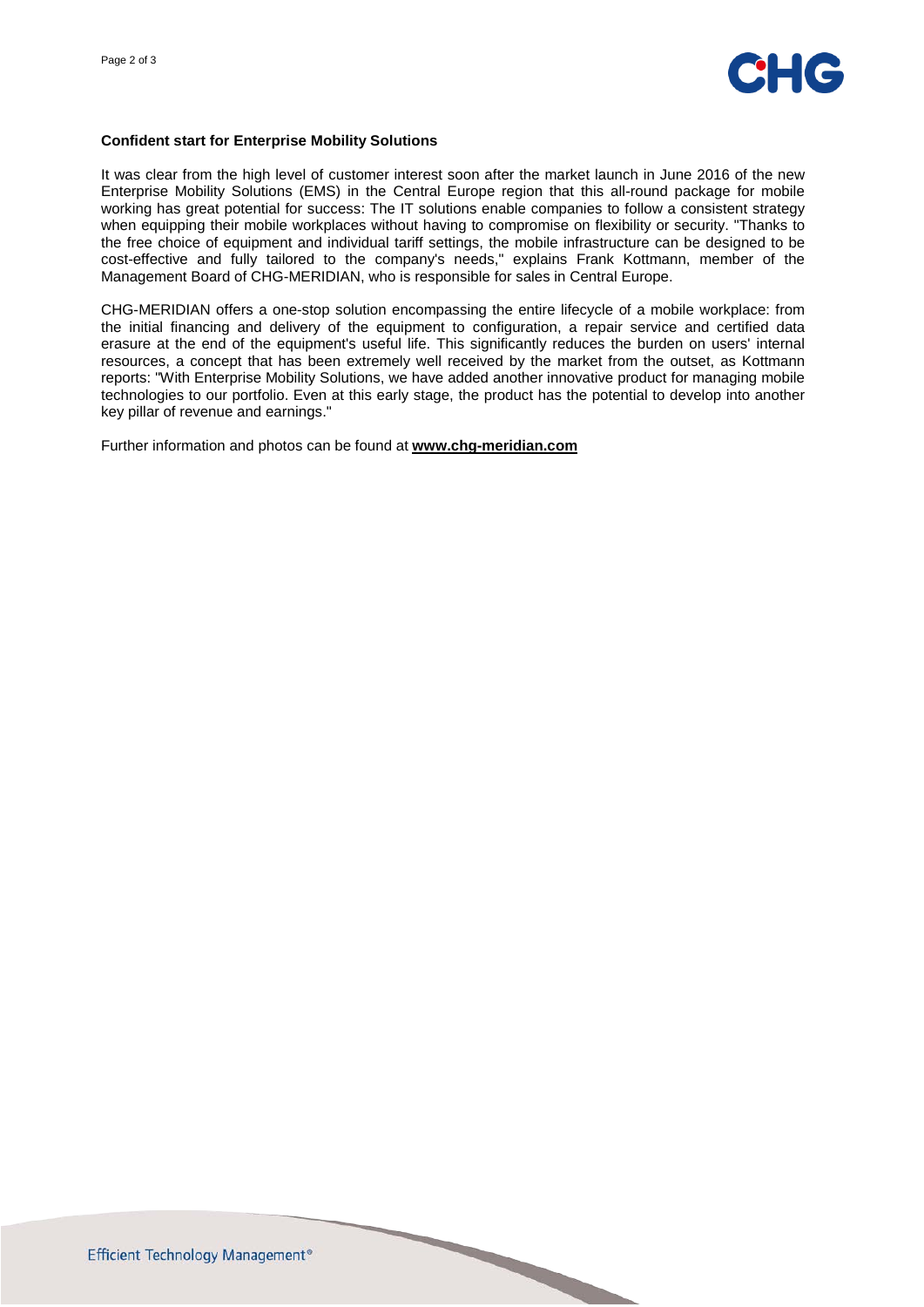**Confident start for Enterprise Mobility Solutions**

It was clear from the high level of customer interest soon after the market launch in June 2016 of the new Enterprise Mobility Solutions (EMS) in the Central Europe region that this all-round package for mobile working has great potential for success: The IT solutions enable companies to follow a consistent strategy when equipping their mobile workplaces without having to compromise on flexibility or security. "Thanks to the free choice of equipment and individual tariff settings, the mobile infrastructure can be designed to be cost-effective and fully tailored to the company's needs," explains Frank Kottmann, member of the Management Board of CHG-MERIDIAN, who is responsible for sales in Central Europe.

CHG-MERIDIAN offers a one-stop solution encompassing the entire lifecycle of a mobile workplace: from the initial financing and delivery of the equipment to configuration, a repair service and certified data erasure at the end of the equipment's useful life. This significantly reduces the burden on users' internal resources, a concept that has been extremely well received by the market from the outset, as Kottmann reports: "With Enterprise Mobility Solutions, we have added another innovative product for managing mobile technologies to our portfolio. Even at this early stage, the product has the potential to develop into another key pillar of revenue and earnings."

Further information and photos can be found at **www.chg-meridian.com**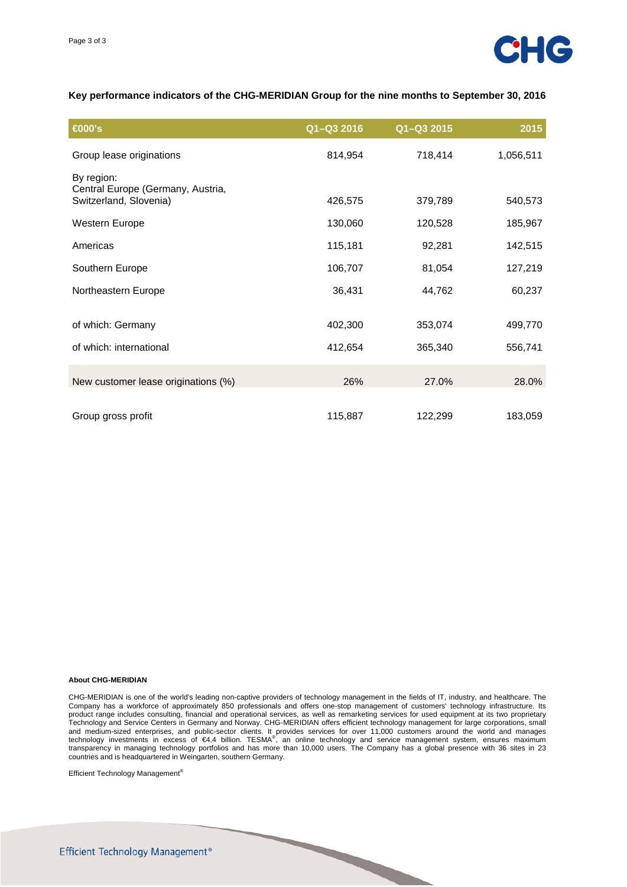**Key performance indicators of the CHG-MERIDIAN Group for the nine months to September 30, 2016**

| €000's | Q1–Q3 2016 | Q1–Q3 2015 | 2015 |
|---|---|---|---|
| Group lease originations | 814,954 | 718,414 | 1,056,511 |
| By region: Central Europe (Germany, Austria, Switzerland, Slovenia) | 426,575 | 379,789 | 540,573 |
| Western Europe | 130,060 | 120,528 | 185,967 |
| Americas | 115,181 | 92,281 | 142,515 |
| Southern Europe | 106,707 | 81,054 | 127,219 |
| Northeastern Europe | 36,431 | 44,762 | 60,237 |
| of which: Germany | 402,300 | 353,074 | 499,770 |
| of which: international | 412,654 | 365,340 | 556,741 |
| New customer lease originations (%) | 26% | 27.0% | 28.0% |
| Group gross profit | 115,887 | 122,299 | 183,059 |

**About CHG-MERIDIAN**

CHG-MERIDIAN is one of the world's leading non-captive providers of technology management in the fields of IT, industry, and healthcare. The Company has a workforce of approximately 850 professionals and offers one-stop management of customers' technology infrastructure. Its product range includes consulting, financial and operational services, as well as remarketing services for used equipment at its two proprietary Technology and Service Centers in Germany and Norway. CHG-MERIDIAN offers efficient technology management for large corporations, small and medium-sized enterprises, and public-sector clients. It provides services for over 11,000 customers around the world and manages technology investments in excess of €4.4 billion. TESMA®, an online technology and service management system, ensures maximum transparency in managing technology portfolios and has more than 10,000 users. The Company has a global presence with 36 sites in 23 countries and is headquartered in Weingarten, southern Germany.

Efficient Technology Management®